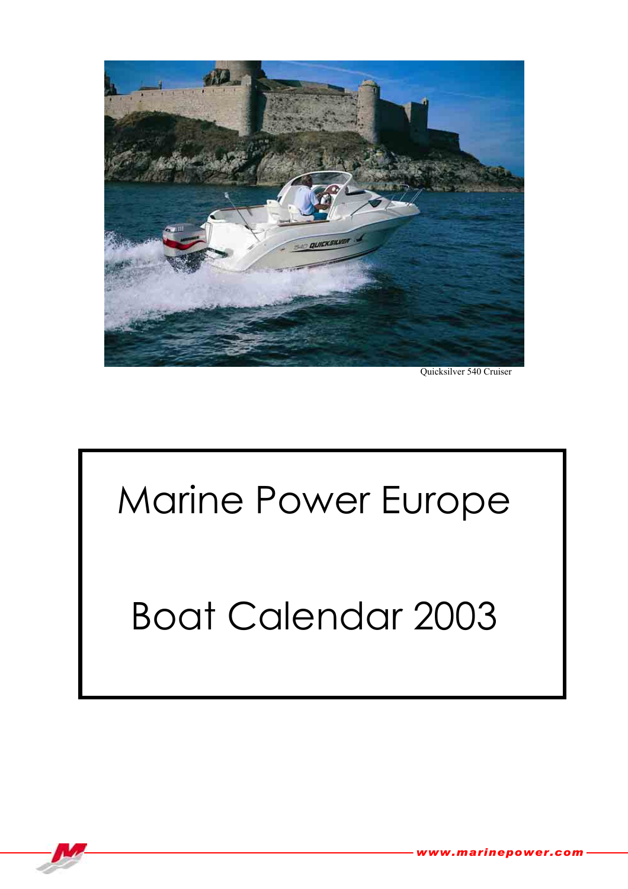Quicksilver 540 Cruiser

# Marine Power Europe

# Boat Calendar 2003

www.marinepower.com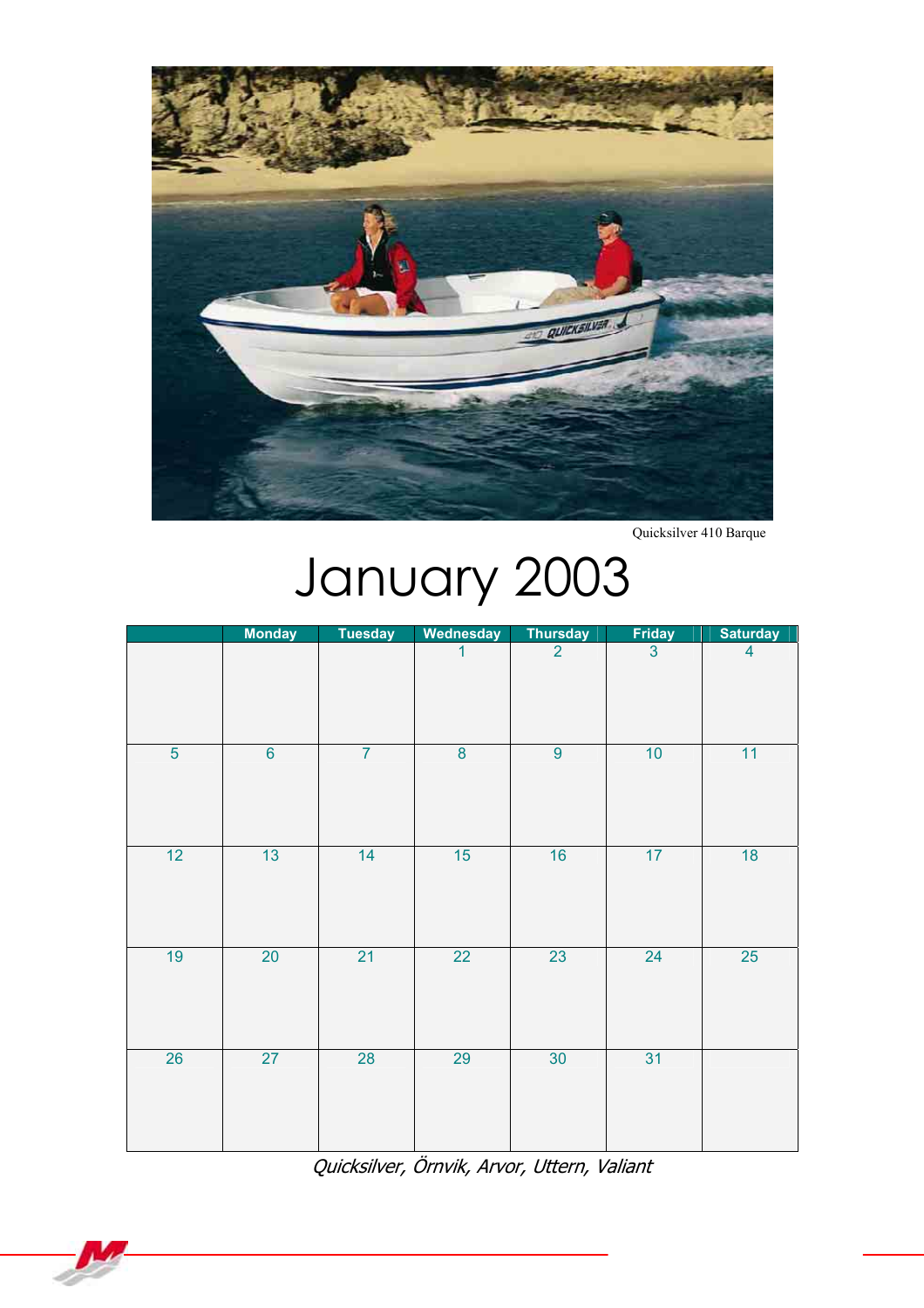Quicksilver 410 Barque

# January 2003

| | Monday | Tuesday | Wednesday | Thursday | Friday | Saturday |
|---|---|---|---|---|---|---|
| | | | 1 | 2 | 3 | 4 |
| 5 | 6 | 7 | 8 | 9 | 10 | 11 |
| 12 | 13 | 14 | 15 | 16 | 17 | 18 |
| 19 | 20 | 21 | 22 | 23 | 24 | 25 |
| 26 | 27 | 28 | 29 | 30 | 31 | |

*Quicksilver, Örnvik, Arvor, Uttern, Valiant*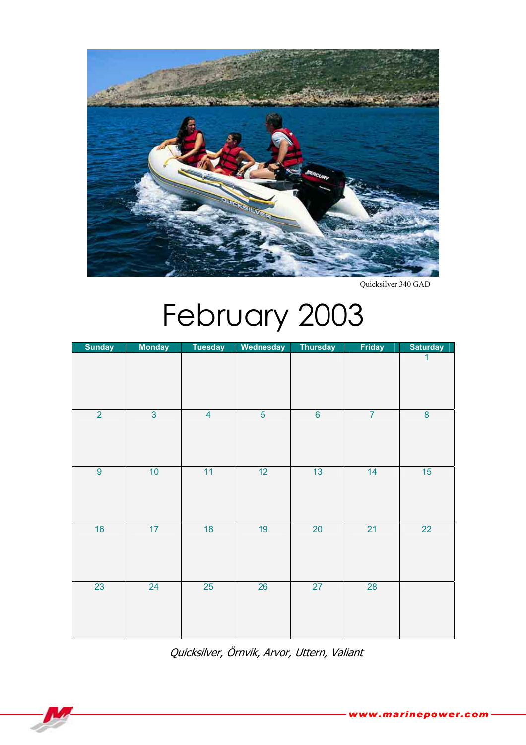Quicksilver 340 GAD

# February 2003

| Sunday | Monday | Tuesday | Wednesday | Thursday | Friday | Saturday |
|---|---|---|---|---|---|---|
| | | | | | | 1 |
| 2 | 3 | 4 | 5 | 6 | 7 | 8 |
| 9 | 10 | 11 | 12 | 13 | 14 | 15 |
| 16 | 17 | 18 | 19 | 20 | 21 | 22 |
| 23 | 24 | 25 | 26 | 27 | 28 | |

*Quicksilver, Örnvik, Arvor, Uttern, Valiant*

www.marinepower.com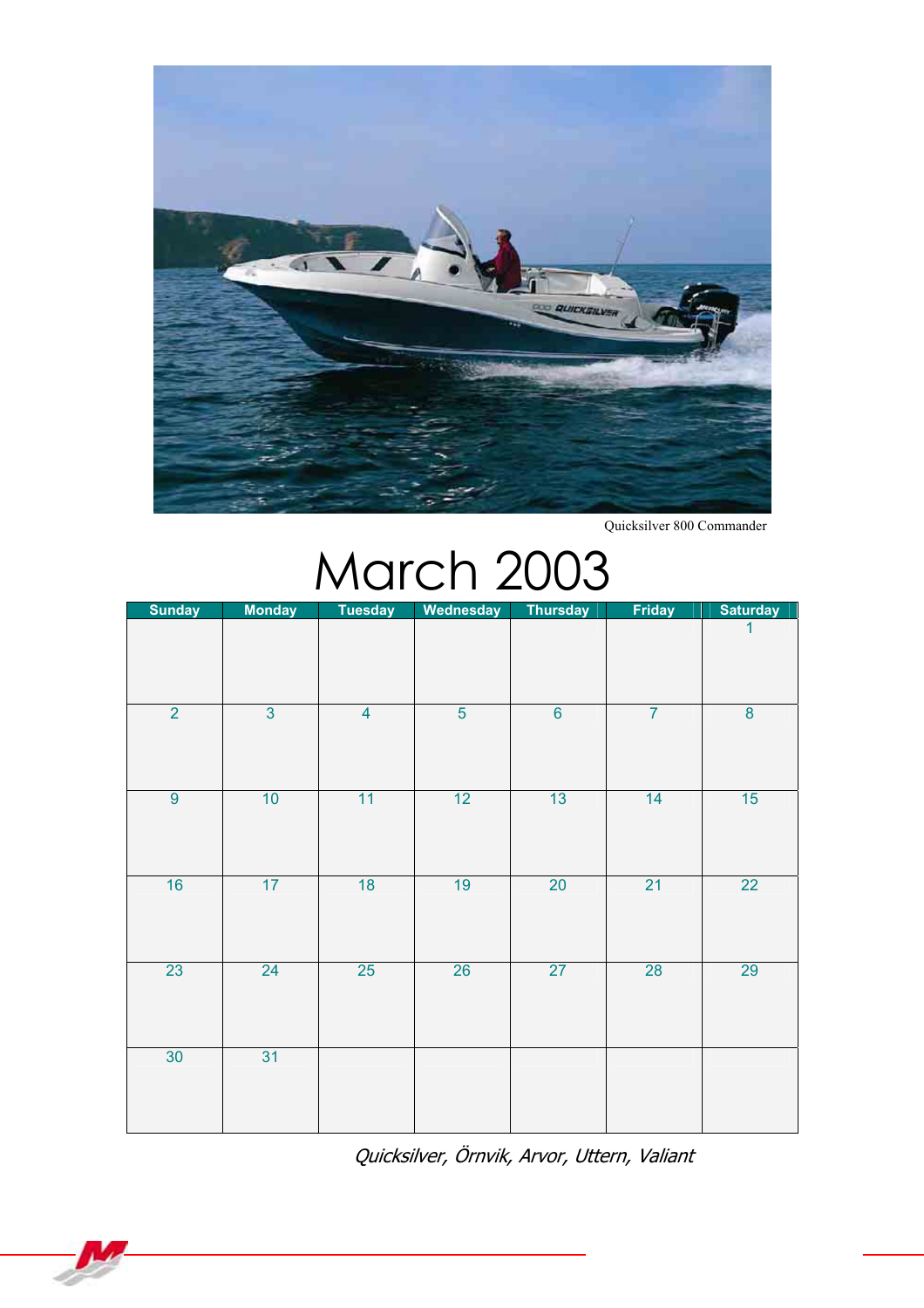Quicksilver 800 Commander

# March 2003

| Sunday | Monday | Tuesday | Wednesday | Thursday | Friday | Saturday |
| --- | --- | --- | --- | --- | --- | --- |
| | | | | | | 1 |
| 2 | 3 | 4 | 5 | 6 | 7 | 8 |
| 9 | 10 | 11 | 12 | 13 | 14 | 15 |
| 16 | 17 | 18 | 19 | 20 | 21 | 22 |
| 23 | 24 | 25 | 26 | 27 | 28 | 29 |
| 30 | 31 | | | | | |

*Quicksilver, Örnvik, Arvor, Uttern, Valiant*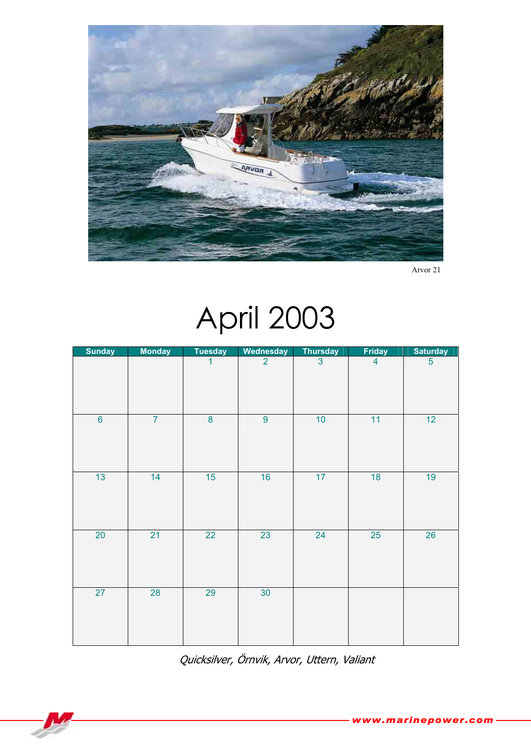Arvor 21

# April 2003

| Sunday | Monday | Tuesday | Wednesday | Thursday | Friday | Saturday |
|---|---|---|---|---|---|---|
| | | 1 | 2 | 3 | 4 | 5 |
| 6 | 7 | 8 | 9 | 10 | 11 | 12 |
| 13 | 14 | 15 | 16 | 17 | 18 | 19 |
| 20 | 21 | 22 | 23 | 24 | 25 | 26 |
| 27 | 28 | 29 | 30 | | | |

*Quicksilver, Örnvik, Arvor, Uttern, Valiant*

www.marinepower.com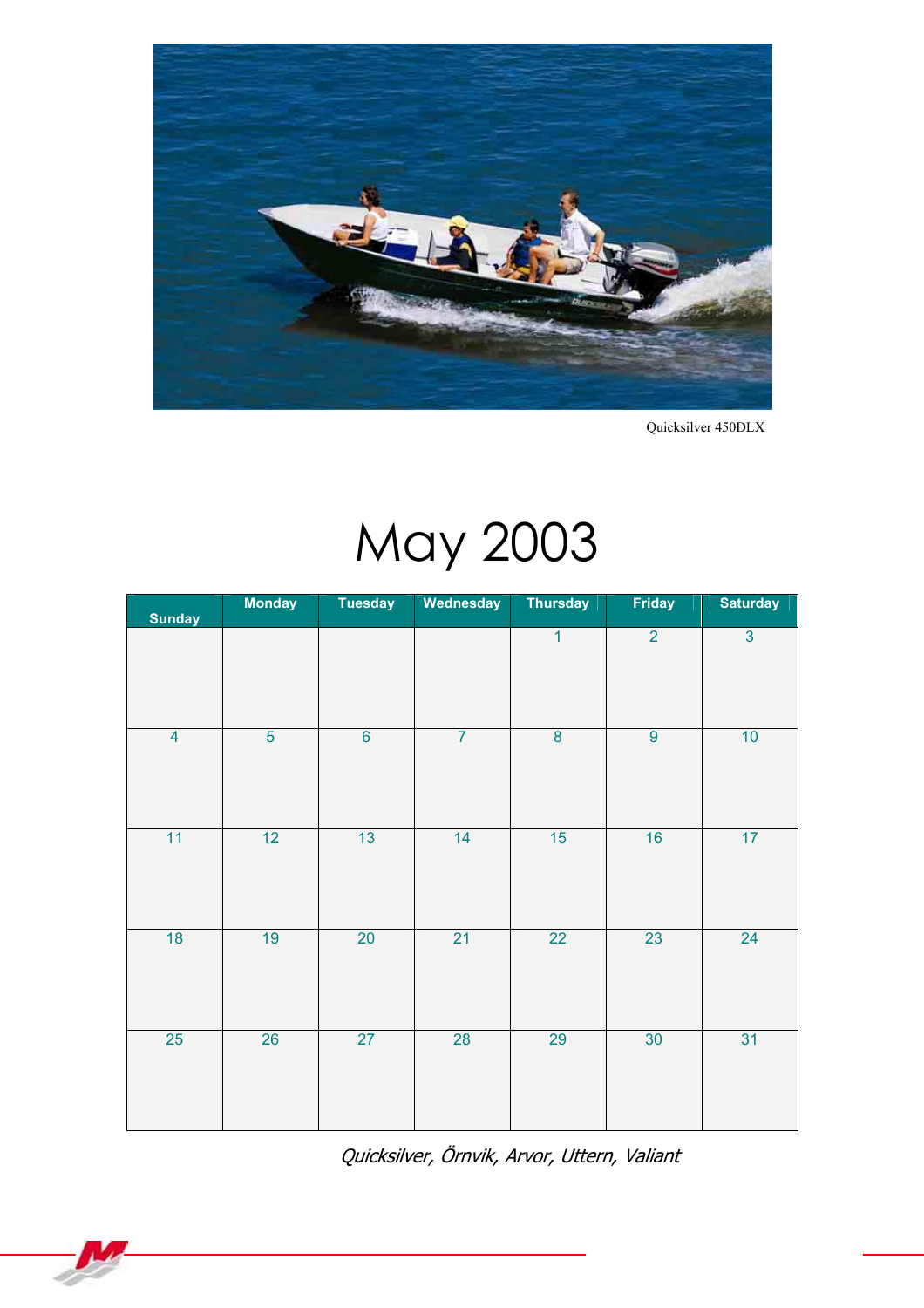Quicksilver 450DLX

# May 2003

| Sunday | Monday | Tuesday | Wednesday | Thursday | Friday | Saturday |
|---|---|---|---|---|---|---|
| | | | | 1 | 2 | 3 |
| 4 | 5 | 6 | 7 | 8 | 9 | 10 |
| 11 | 12 | 13 | 14 | 15 | 16 | 17 |
| 18 | 19 | 20 | 21 | 22 | 23 | 24 |
| 25 | 26 | 27 | 28 | 29 | 30 | 31 |

*Quicksilver, Örnvik, Arvor, Uttern, Valiant*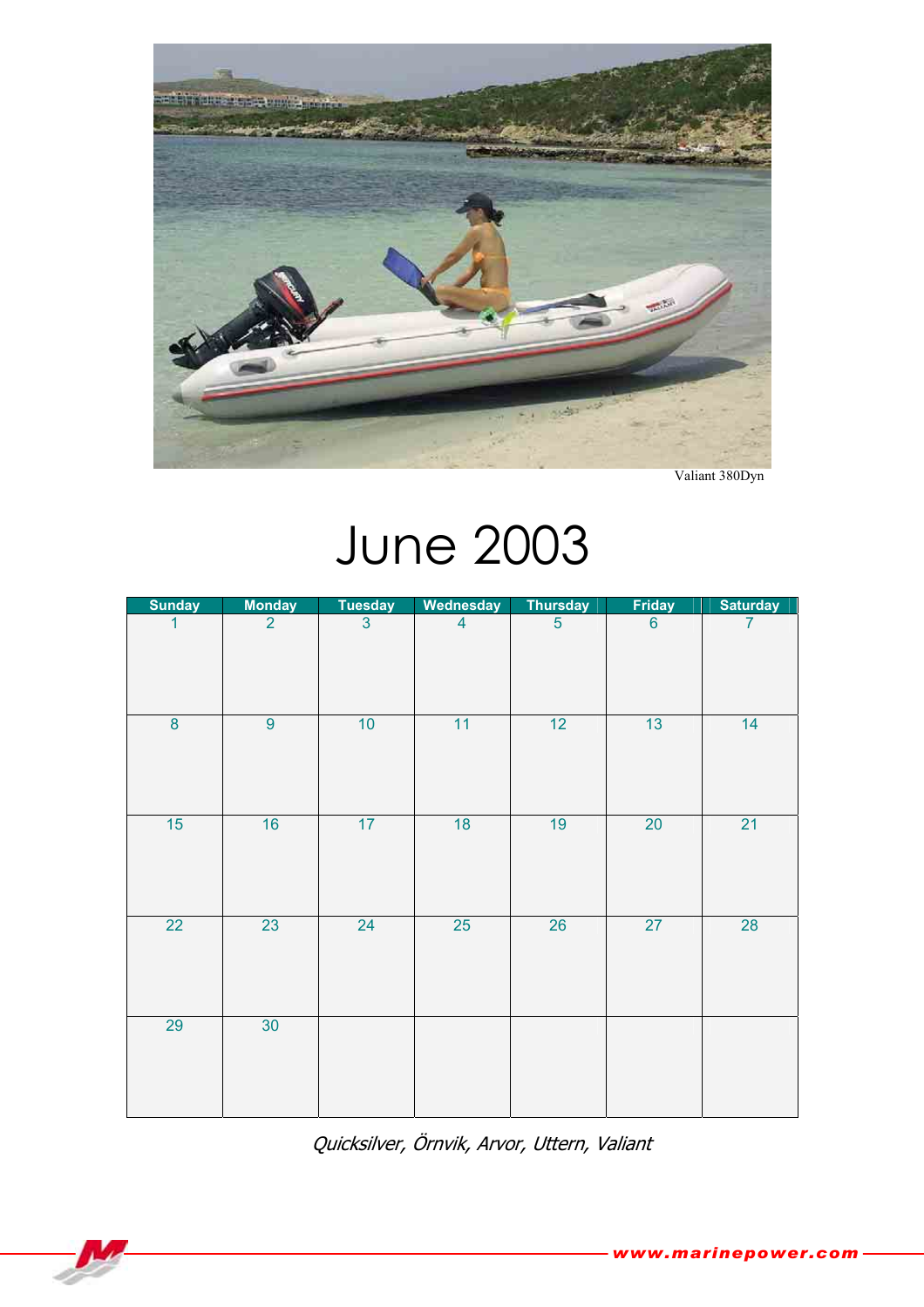Valiant 380Dyn

# June 2003

| Sunday | Monday | Tuesday | Wednesday | Thursday | Friday | Saturday |
|---|---|---|---|---|---|---|
| 1 | 2 | 3 | 4 | 5 | 6 | 7 |
| 8 | 9 | 10 | 11 | 12 | 13 | 14 |
| 15 | 16 | 17 | 18 | 19 | 20 | 21 |
| 22 | 23 | 24 | 25 | 26 | 27 | 28 |
| 29 | 30 | | | | | |

*Quicksilver, Örnvik, Arvor, Uttern, Valiant*

www.marinepower.com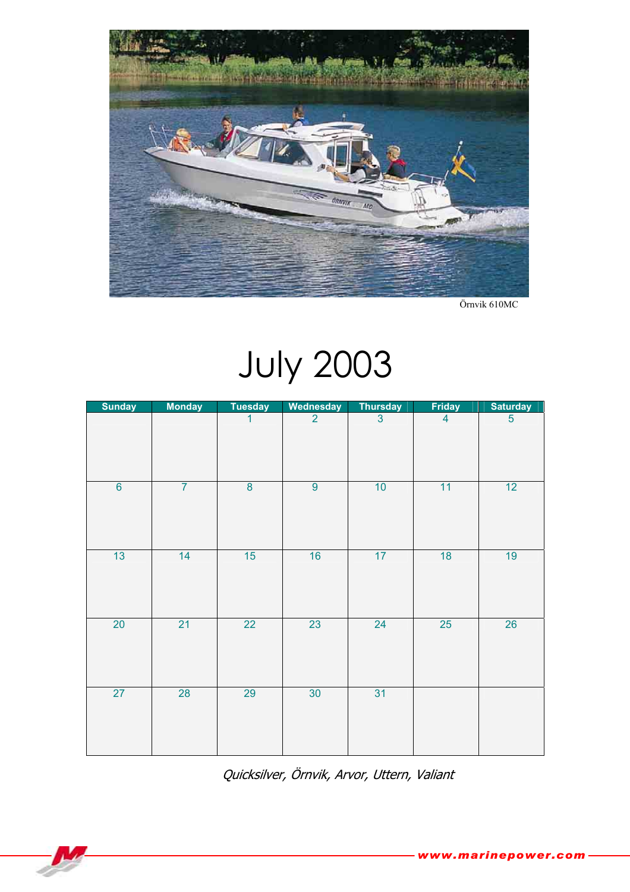Örnvik 610MC

# July 2003

| Sunday | Monday | Tuesday | Wednesday | Thursday | Friday | Saturday |
|---|---|---|---|---|---|---|
| | | 1 | 2 | 3 | 4 | 5 |
| 6 | 7 | 8 | 9 | 10 | 11 | 12 |
| 13 | 14 | 15 | 16 | 17 | 18 | 19 |
| 20 | 21 | 22 | 23 | 24 | 25 | 26 |
| 27 | 28 | 29 | 30 | 31 | | |

*Quicksilver, Örnvik, Arvor, Uttern, Valiant*

www.marinepower.com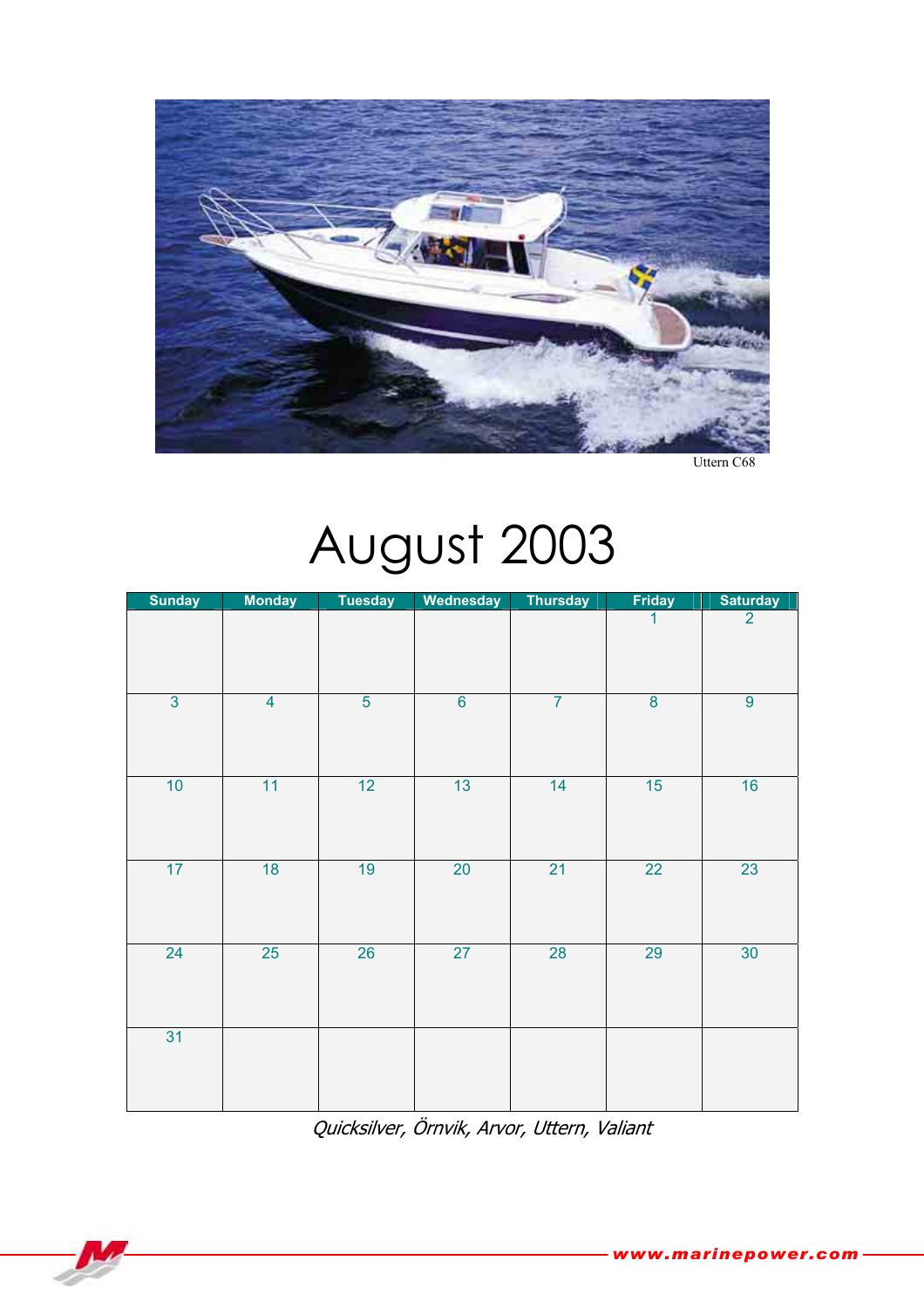Uttern C68

# August 2003

| Sunday | Monday | Tuesday | Wednesday | Thursday | Friday | Saturday |
|---|---|---|---|---|---|---|
| | | | | | 1 | 2 |
| 3 | 4 | 5 | 6 | 7 | 8 | 9 |
| 10 | 11 | 12 | 13 | 14 | 15 | 16 |
| 17 | 18 | 19 | 20 | 21 | 22 | 23 |
| 24 | 25 | 26 | 27 | 28 | 29 | 30 |
| 31 | | | | | | |

*Quicksilver, Örnvik, Arvor, Uttern, Valiant*

www.marinepower.com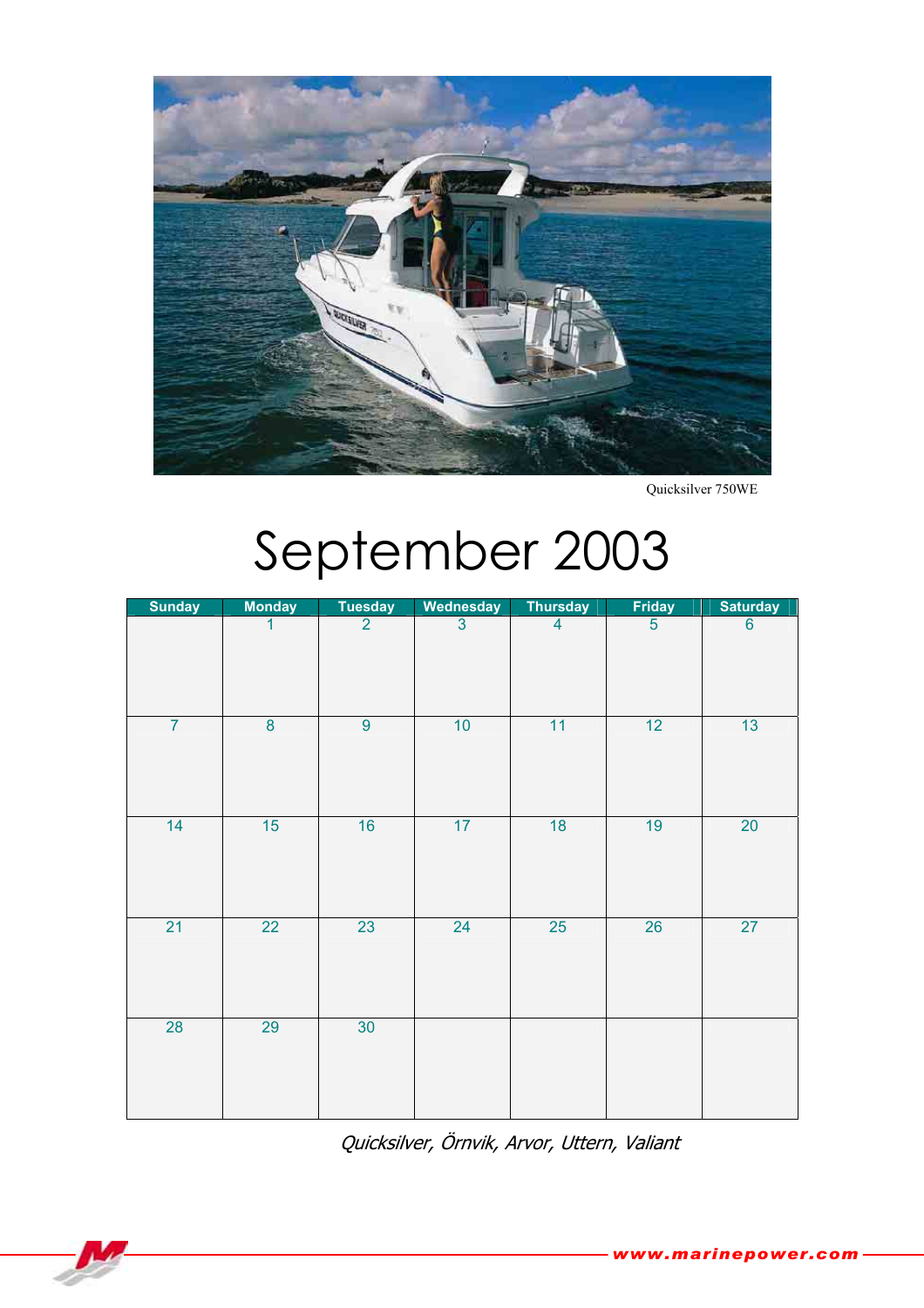Quicksilver 750WE

# September 2003

| Sunday | Monday | Tuesday | Wednesday | Thursday | Friday | Saturday |
|---|---|---|---|---|---|---|
| | 1 | 2 | 3 | 4 | 5 | 6 |
| 7 | 8 | 9 | 10 | 11 | 12 | 13 |
| 14 | 15 | 16 | 17 | 18 | 19 | 20 |
| 21 | 22 | 23 | 24 | 25 | 26 | 27 |
| 28 | 29 | 30 | | | | |

*Quicksilver, Örnvik, Arvor, Uttern, Valiant*

www.marinepower.com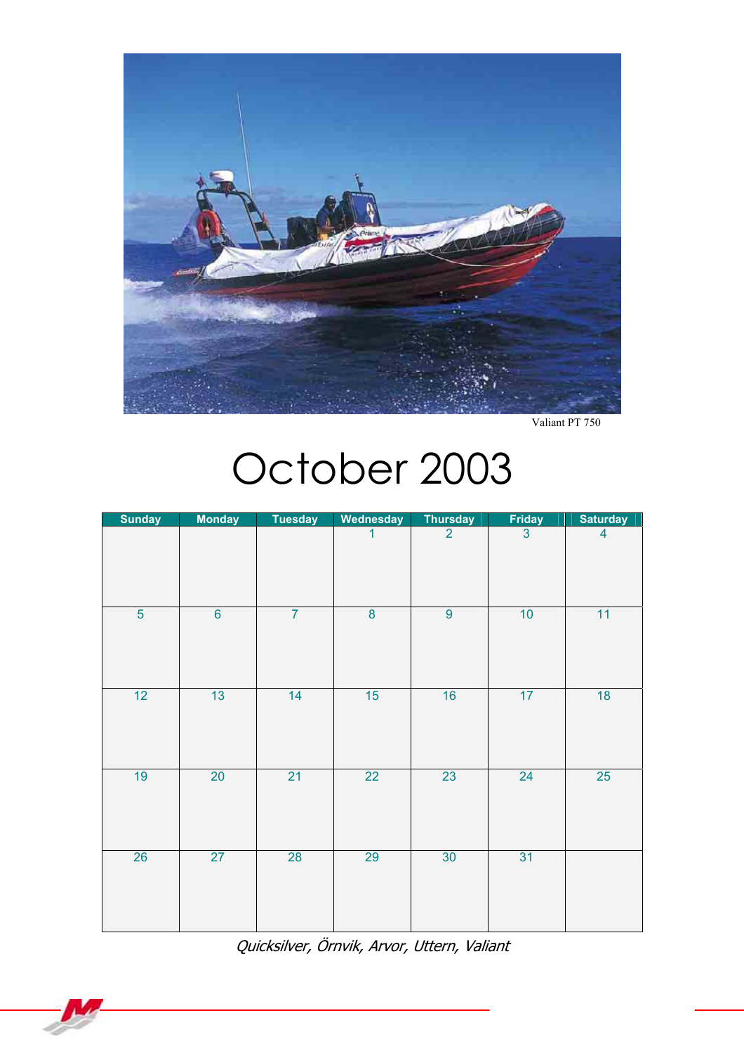Valiant PT 750

# October 2003

| Sunday | Monday | Tuesday | Wednesday | Thursday | Friday | Saturday |
|---|---|---|---|---|---|---|
| | | | 1 | 2 | 3 | 4 |
| 5 | 6 | 7 | 8 | 9 | 10 | 11 |
| 12 | 13 | 14 | 15 | 16 | 17 | 18 |
| 19 | 20 | 21 | 22 | 23 | 24 | 25 |
| 26 | 27 | 28 | 29 | 30 | 31 | |

*Quicksilver, Örnvik, Arvor, Uttern, Valiant*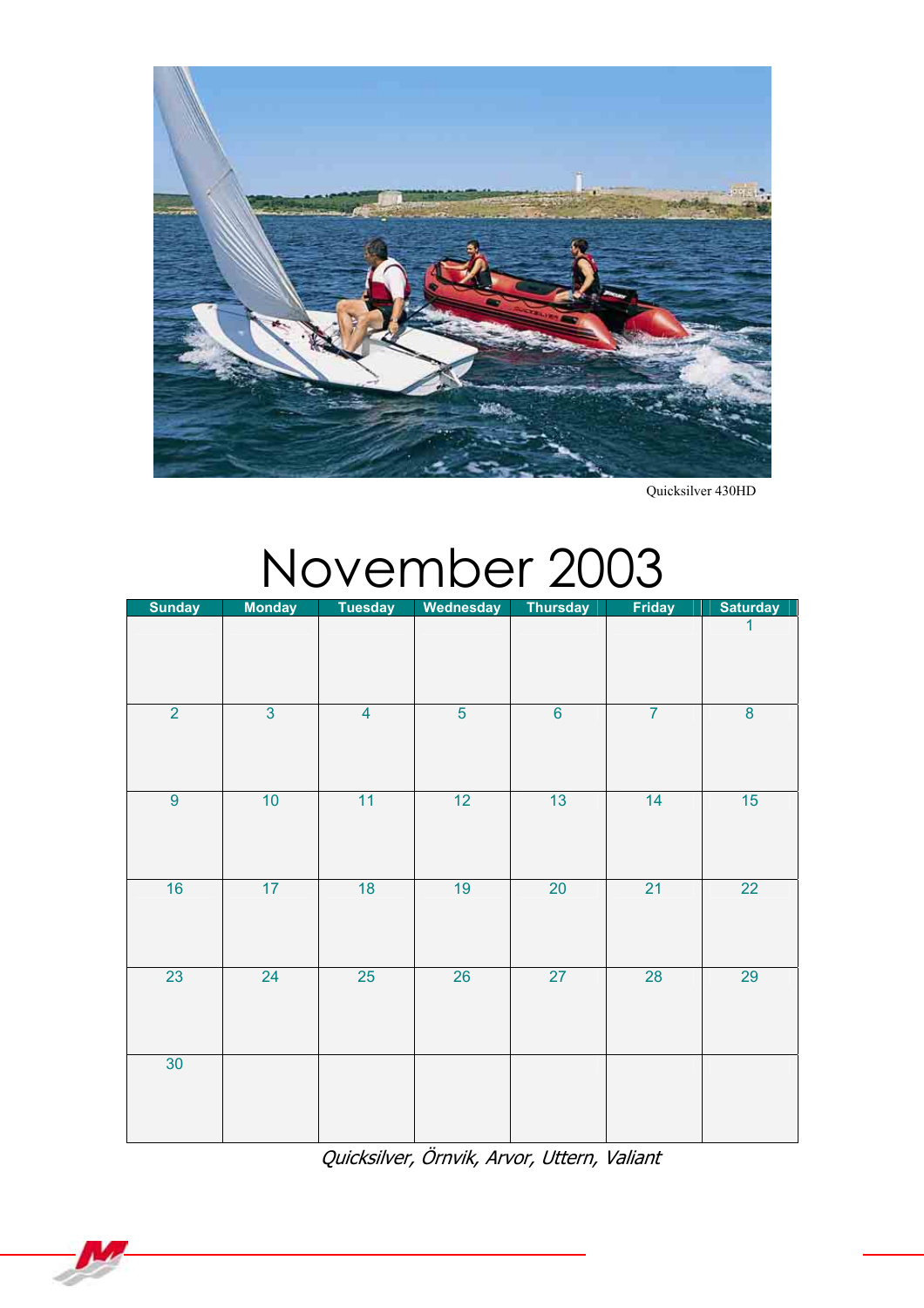Quicksilver 430HD

# November 2003

| Sunday | Monday | Tuesday | Wednesday | Thursday | Friday | Saturday |
|---|---|---|---|---|---|---|
| | | | | | | 1 |
| 2 | 3 | 4 | 5 | 6 | 7 | 8 |
| 9 | 10 | 11 | 12 | 13 | 14 | 15 |
| 16 | 17 | 18 | 19 | 20 | 21 | 22 |
| 23 | 24 | 25 | 26 | 27 | 28 | 29 |
| 30 | | | | | | |

*Quicksilver, Örnvik, Arvor, Uttern, Valiant*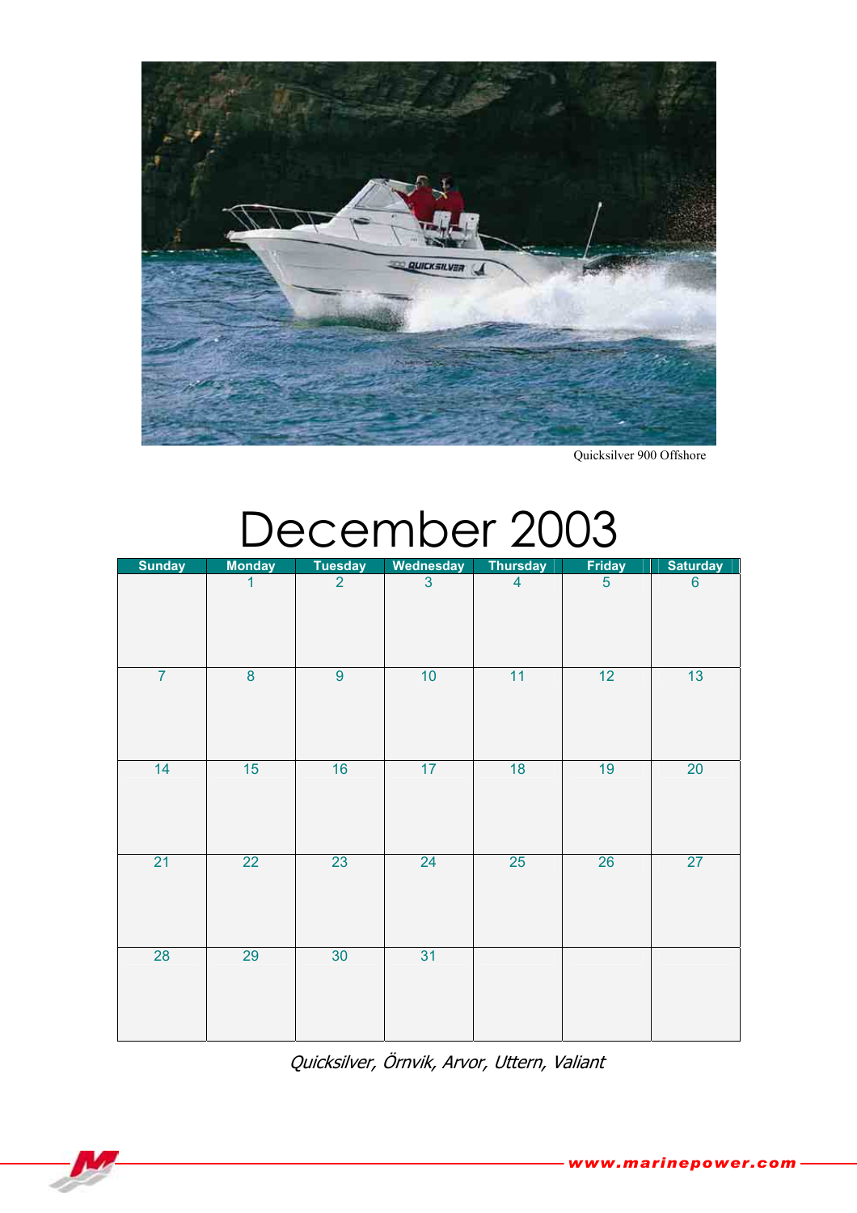Quicksilver 900 Offshore

# December 2003

| Sunday | Monday | Tuesday | Wednesday | Thursday | Friday | Saturday |
|---|---|---|---|---|---|---|
| | 1 | 2 | 3 | 4 | 5 | 6 |
| 7 | 8 | 9 | 10 | 11 | 12 | 13 |
| 14 | 15 | 16 | 17 | 18 | 19 | 20 |
| 21 | 22 | 23 | 24 | 25 | 26 | 27 |
| 28 | 29 | 30 | 31 | | | |

*Quicksilver, Örnvik, Arvor, Uttern, Valiant*

www.marinepower.com